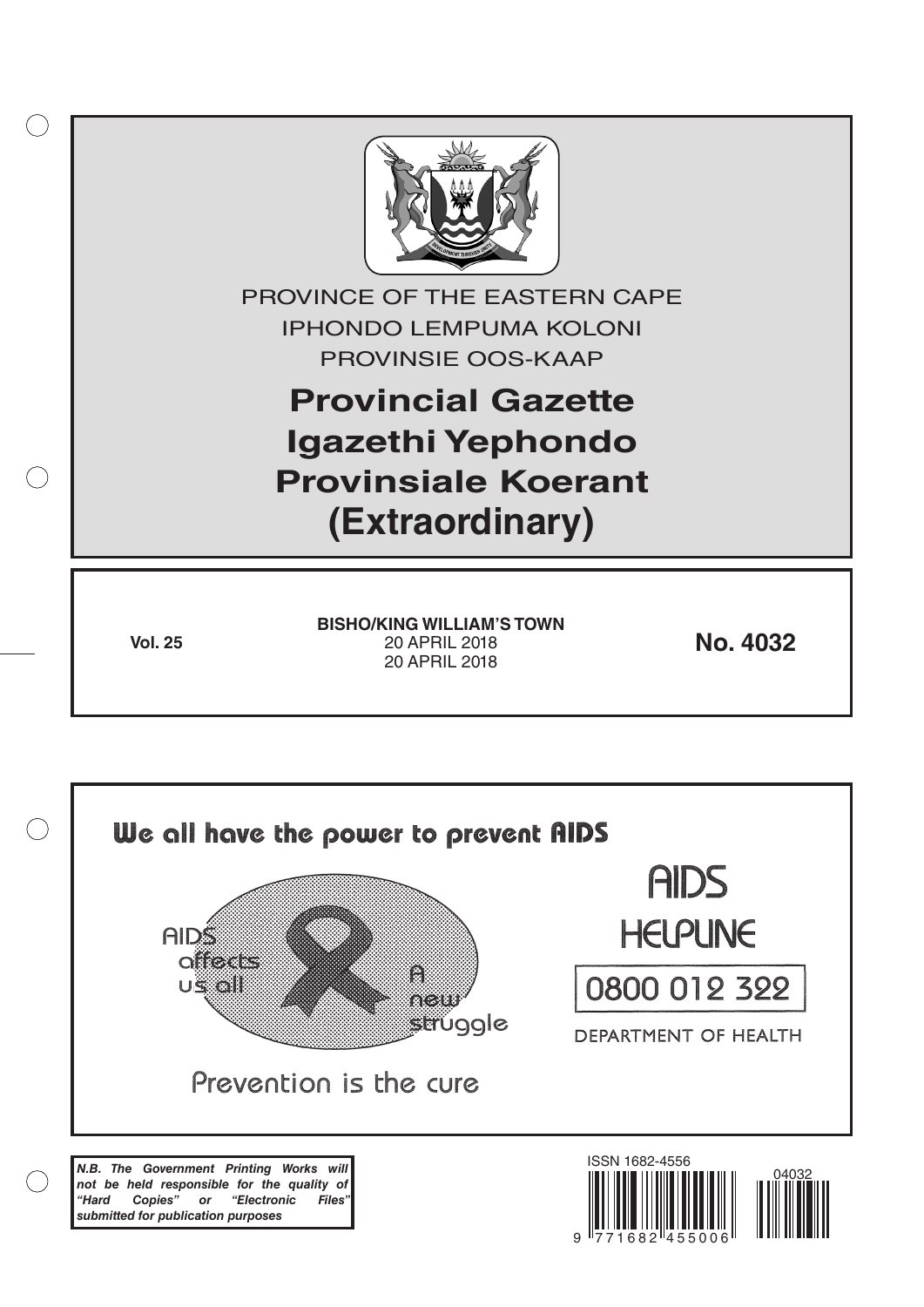PROVINCE OF THE EASTERN CAPE

IPHONDO LEMPUMA KOLONI

PROVINSIE OOS-KAAP

# Provincial Gazette
# Igazethi Yephondo
# Provinsiale Koerant
# (Extraordinary)

**Vol. 25**

**BISHO/KING WILLIAM'S TOWN**
20 APRIL 2018
20 APRIL 2018

**No. 4032**

We all have the power to prevent AIDS

AIDS affects us all

A new struggle

Prevention is the cure

AIDS HELPLINE

0800 012 322

DEPARTMENT OF HEALTH

***N.B. The Government Printing Works will not be held responsible for the quality of "Hard Copies" or "Electronic Files" submitted for publication purposes***

ISSN 1682-4556

9 771682 455006

04032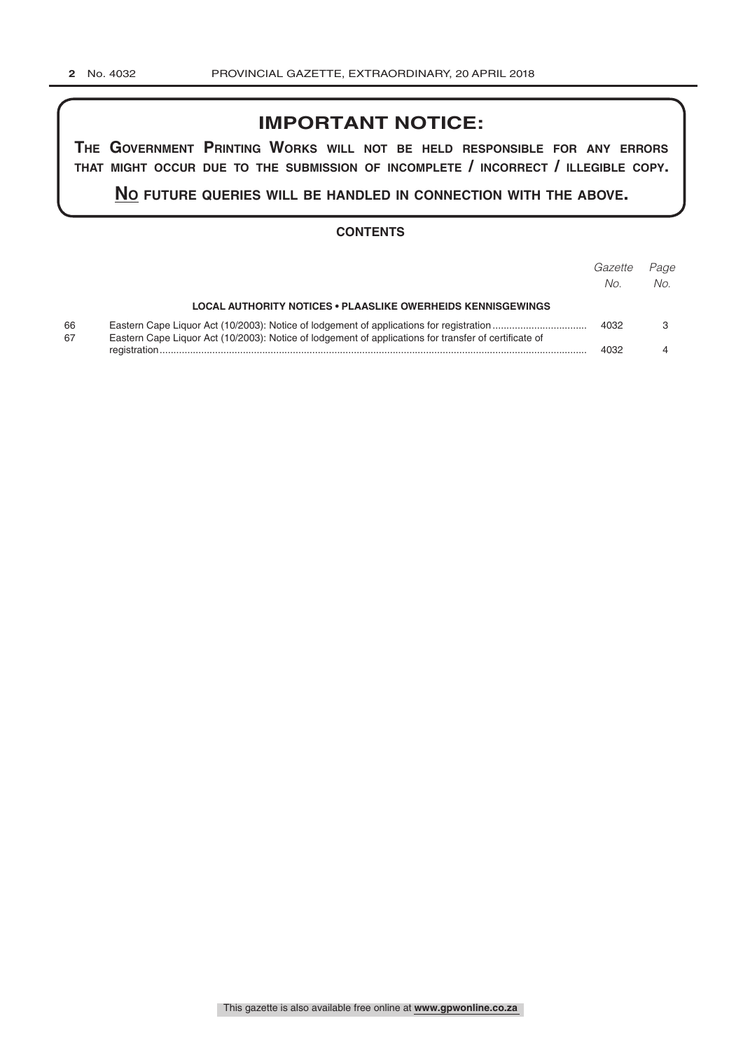## IMPORTANT NOTICE:

**THE GOVERNMENT PRINTING WORKS WILL NOT BE HELD RESPONSIBLE FOR ANY ERRORS THAT MIGHT OCCUR DUE TO THE SUBMISSION OF INCOMPLETE / INCORRECT / ILLEGIBLE COPY.**

**NO FUTURE QUERIES WILL BE HANDLED IN CONNECTION WITH THE ABOVE.**

### CONTENTS

| | | *Gazette No.* | *Page No.* |
|---|---|---|---|
| | **LOCAL AUTHORITY NOTICES • PLAASLIKE OWERHEIDS KENNISGEWINGS** | | |
| 66 | Eastern Cape Liquor Act (10/2003): Notice of lodgement of applications for registration | 4032 | 3 |
| 67 | Eastern Cape Liquor Act (10/2003): Notice of lodgement of applications for transfer of certificate of registration | 4032 | 4 |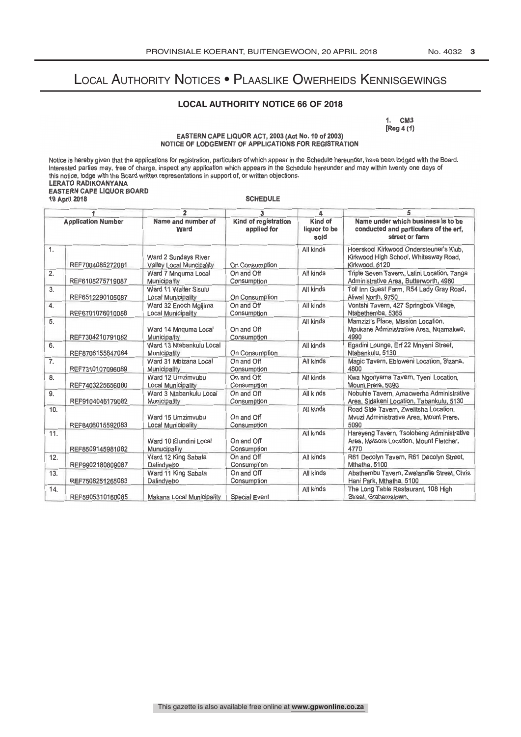# Local Authority Notices • Plaaslike Owerheids Kennisgewings

## LOCAL AUTHORITY NOTICE 66 OF 2018

1. CM3
[Reg 4 (1)

EASTERN CAPE LIQUOR ACT, 2003 (Act No. 10 of 2003)
NOTICE OF LODGEMENT OF APPLICATIONS FOR REGISTRATION

Notice is hereby given that the applications for registration, particulars of which appear in the Schedule hereunder, have been lodged with the Board. Interested parties may, free of charge, inspect any application which appears in the Schedule hereunder and may within twenty one days of this notice, lodge with the Board written representations in support of, or written objections.

**LERATO RADIKOANYANA**
**EASTERN CAPE LIQUOR BOARD**
**19 April 2018**

SCHEDULE

| 1 | | 2 | 3 | 4 | 5 |
|---|---|---|---|---|---|
| Application Number | | Name and number of Ward | Kind of registration applied for | Kind of liquor to be sold | Name under which business is to be conducted and particulars of the erf, street or farm |
| 1. | REF7004085272081 | Ward 2 Sundays River Valley Local Muncipality | On Consumption | All kinds | Hoerskool Kirkwood Ondersteuner's Klub, Kirkwood High School, Whitesway Road, Kirkwood, 6120 |
| 2. | REF6105275719087 | Ward 7 Mnquma Local Municipality | On and Off Consumption | All kinds | Triple Seven Tavern, Lalini Location, Tanga Administrative Area, Butterworth, 4960 |
| 3. | REF6512290105087 | Ward 11 Walter Sisulu Local Municipality | On Consumption | All kinds | Toll Inn Guest Farm, R54 Lady Gray Road, Aliwal North, 9750 |
| 4. | REF6701076010088 | Ward 32 Enoch Mgijima Local Municipality | On and Off Consumption | All kinds | Vontshi Tavern, 427 Springbok Village, Ntabethemba, 5365 |
| 5. | REF7304210791082 | Ward 14 Mnquma Local Municipality | On and Off Consumption | All kinds | Mamzizi's Place, Mission Location, Mpukane Administrative Area, Nqamakwe, 4990 |
| 6. | REF8706155847084 | Ward 13 Ntabankulu Local Municipality | On Consumption | All kinds | Egadini Lounge, Erf 22 Mnyani Street, Ntabankulu, 5130 |
| 7. | REF7310107096089 | Ward 31 Mbizana Local Municipality | On and Off Consumption | All kinds | Magic Tavern, Ebloweni Location, Bizana, 4800 |
| 8. | REF7403225656080 | Ward 12 Umzimvubu Local Municipality | On and Off Consumption | All kinds | Kwa Ngonyama Tavern, Tyeni Location, Mount Frere, 5090 |
| 9. | REF9104046179082 | Ward 3 Ntabankulu Local Municipality | On and Off Consumption | All kinds | Nobuhle Tavern, Amacwerha Administrative Area, Sidakeni Location, Tabankulu, 5130 |
| 10. | REF8406015592083 | Ward 15 Umzimvubu Local Municipality | On and Off Consumption | All kinds | Road Side Tavern, Zwelitsha Location, Mvuzi Administrative Area, Mount Frere, 5090 |
| 11. | REF8509145981082 | Ward 10 Elundini Local Munucipality | On and Off Consumption | All kinds | Hareyeng Tavern, Tsolobeng Administrative Area, Matsora Location, Mount Fletcher, 4770 |
| 12. | REF9902180809087 | Ward 12 King Sabata Dalindyebo | On and Off Consumption | All kinds | R61 Decolyn Tavern, R61 Decolyn Street, Mthatha, 5100 |
| 13. | REF7508251265083 | Ward 11 King Sabata Dalindyebo | On and Off Consumption | All kinds | Abathembu Tavern, Zwelandile Street, Chris Hani Park, Mthatha, 5100 |
| 14. | REF5905310160085 | Makana Local Municipality | Special Event | All kinds | The Long Table Restaurant, 108 High Street, Grahamstown. |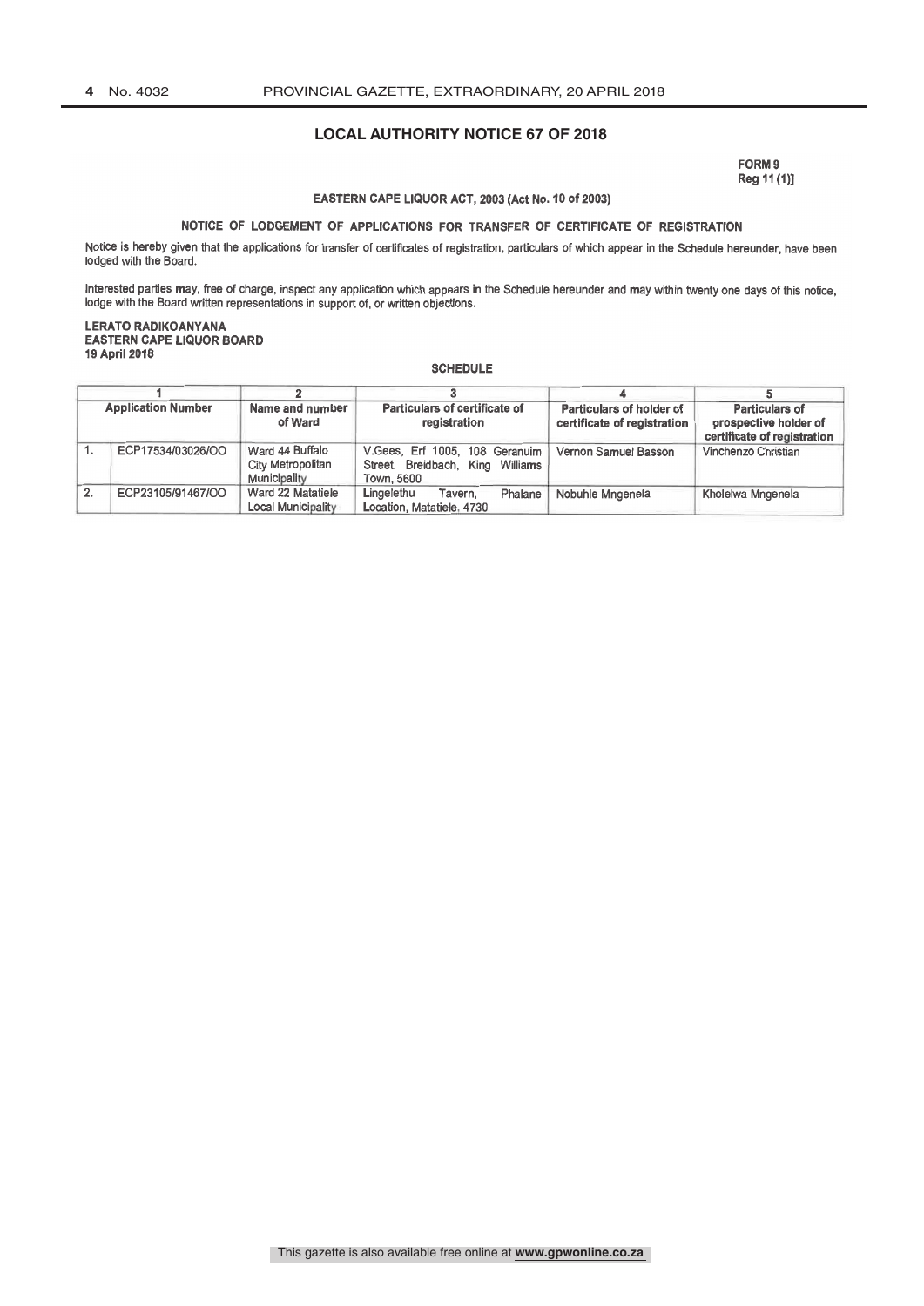## LOCAL AUTHORITY NOTICE 67 OF 2018

**FORM 9**
**Reg 11 (1)]**

**EASTERN CAPE LIQUOR ACT, 2003 (Act No. 10 of 2003)**

**NOTICE OF LODGEMENT OF APPLICATIONS FOR TRANSFER OF CERTIFICATE OF REGISTRATION**

Notice is hereby given that the applications for transfer of certificates of registration, particulars of which appear in the Schedule hereunder, have been lodged with the Board.

Interested parties may, free of charge, inspect any application which appears in the Schedule hereunder and may within twenty one days of this notice, lodge with the Board written representations in support of, or written objections.

**LERATO RADIKOANYANA**
**EASTERN CAPE LIQUOR BOARD**
**19 April 2018**

**SCHEDULE**

| 1 | | 2 | 3 | 4 | 5 |
|---|---|---|---|---|---|
| **Application Number** | | **Name and number of Ward** | **Particulars of certificate of registration** | **Particulars of holder of certificate of registration** | **Particulars of prospective holder of certificate of registration** |
| 1. | ECP17534/03026/OO | Ward 44 Buffalo City Metropolitan Municipality | V.Gees, Erf 1005, 108 Geranuim Street, Breidbach, King Williams Town, 5600 | Vernon Samuel Basson | Vinchenzo Christian |
| 2. | ECP23105/91467/OO | Ward 22 Matatiele Local Municipality | Lingelethu Tavern, Phalane Location, Matatiele, 4730 | Nobuhle Mngenela | Kholelwa Mngenela |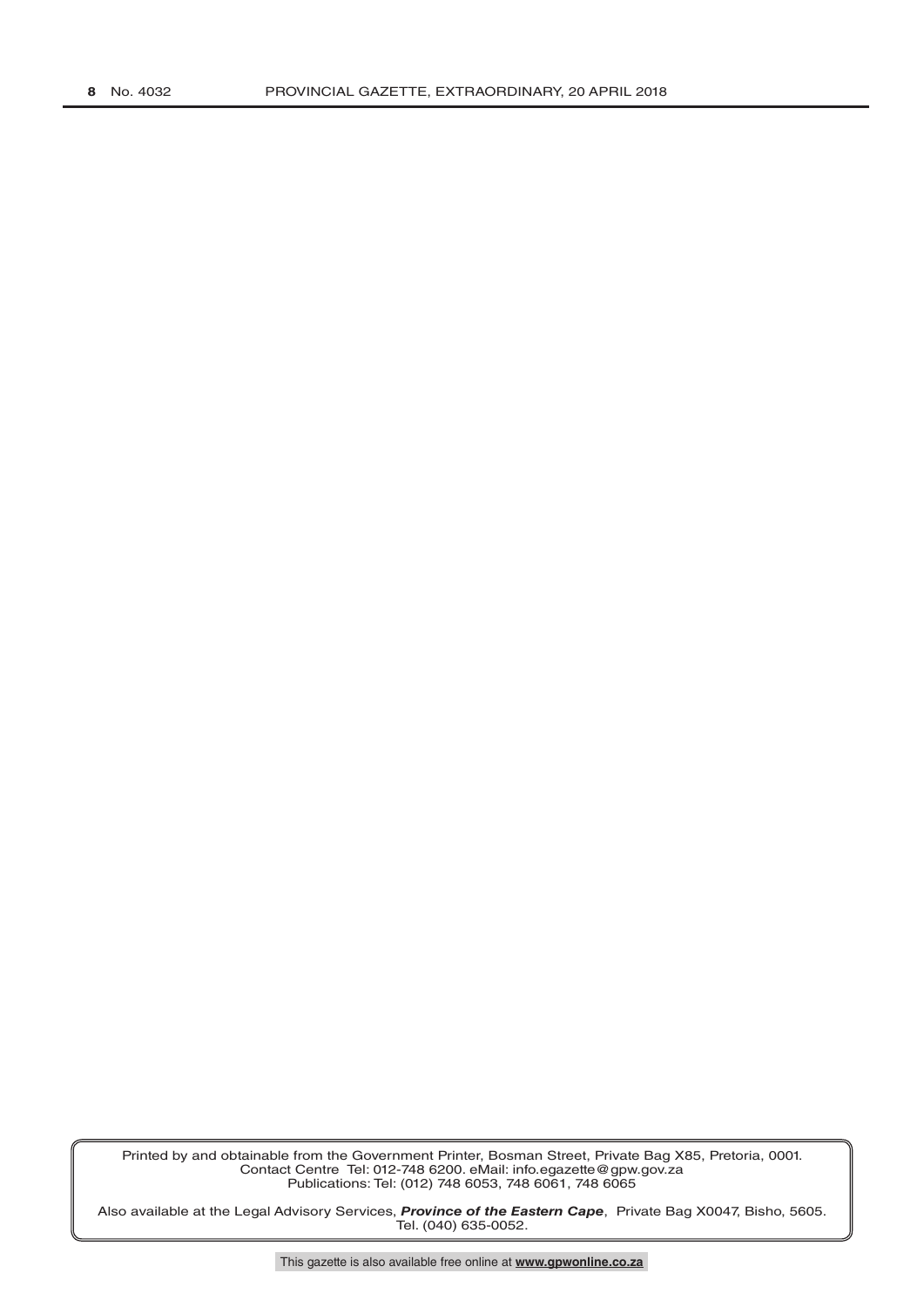Printed by and obtainable from the Government Printer, Bosman Street, Private Bag X85, Pretoria, 0001.
Contact Centre Tel: 012-748 6200. eMail: info.egazette@gpw.gov.za
Publications: Tel: (012) 748 6053, 748 6061, 748 6065

Also available at the Legal Advisory Services, ***Province of the Eastern Cape***, Private Bag X0047, Bisho, 5605.
Tel. (040) 635-0052.

This gazette is also available free online at **www.gpwonline.co.za**